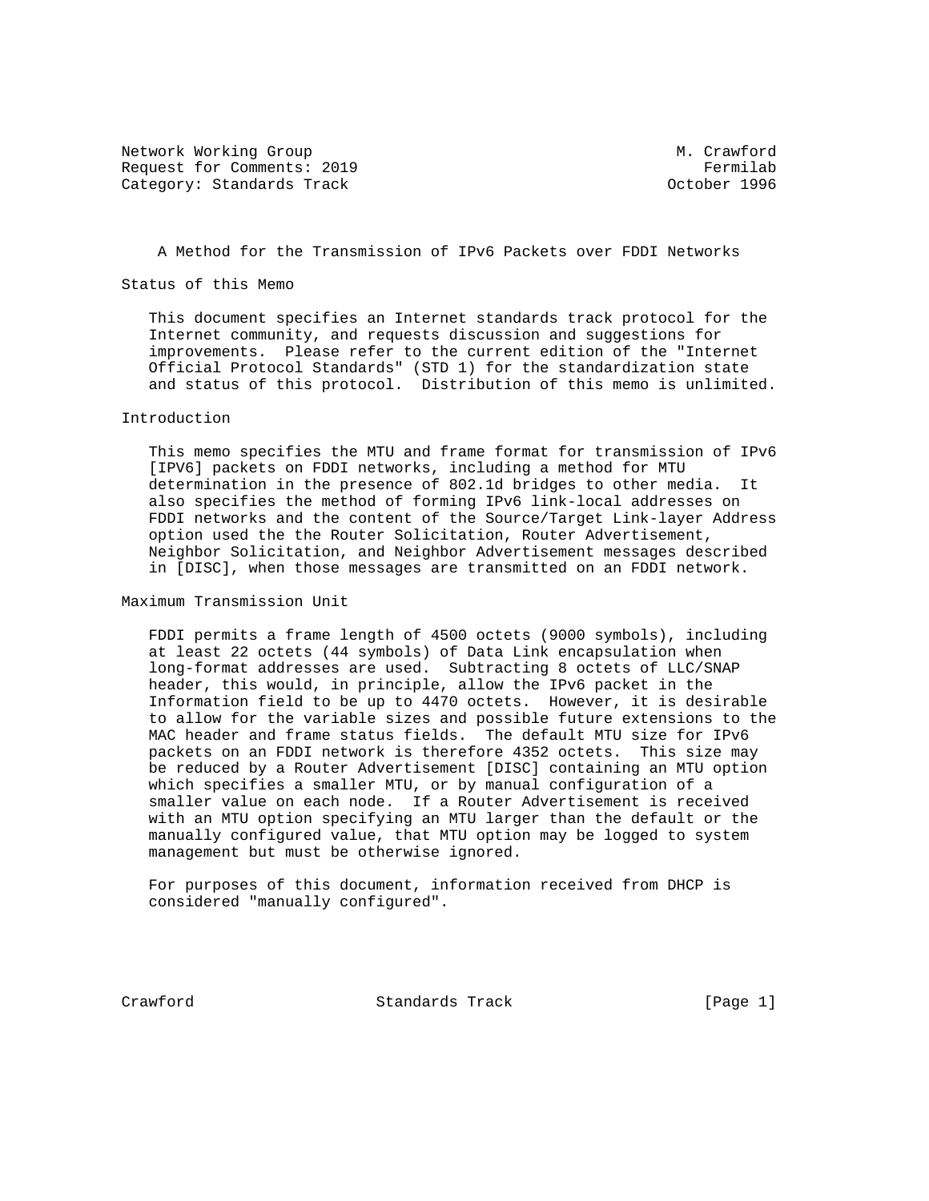Network Working Group M. Crawford
Request for Comments: 2019 Fermilab
Category: Standards Track October 1996

# A Method for the Transmission of IPv6 Packets over FDDI Networks

## Status of this Memo

This document specifies an Internet standards track protocol for the Internet community, and requests discussion and suggestions for improvements. Please refer to the current edition of the "Internet Official Protocol Standards" (STD 1) for the standardization state and status of this protocol. Distribution of this memo is unlimited.

## Introduction

This memo specifies the MTU and frame format for transmission of IPv6 [IPV6] packets on FDDI networks, including a method for MTU determination in the presence of 802.1d bridges to other media. It also specifies the method of forming IPv6 link-local addresses on FDDI networks and the content of the Source/Target Link-layer Address option used the the Router Solicitation, Router Advertisement, Neighbor Solicitation, and Neighbor Advertisement messages described in [DISC], when those messages are transmitted on an FDDI network.

## Maximum Transmission Unit

FDDI permits a frame length of 4500 octets (9000 symbols), including at least 22 octets (44 symbols) of Data Link encapsulation when long-format addresses are used. Subtracting 8 octets of LLC/SNAP header, this would, in principle, allow the IPv6 packet in the Information field to be up to 4470 octets. However, it is desirable to allow for the variable sizes and possible future extensions to the MAC header and frame status fields. The default MTU size for IPv6 packets on an FDDI network is therefore 4352 octets. This size may be reduced by a Router Advertisement [DISC] containing an MTU option which specifies a smaller MTU, or by manual configuration of a smaller value on each node. If a Router Advertisement is received with an MTU option specifying an MTU larger than the default or the manually configured value, that MTU option may be logged to system management but must be otherwise ignored.

For purposes of this document, information received from DHCP is considered "manually configured".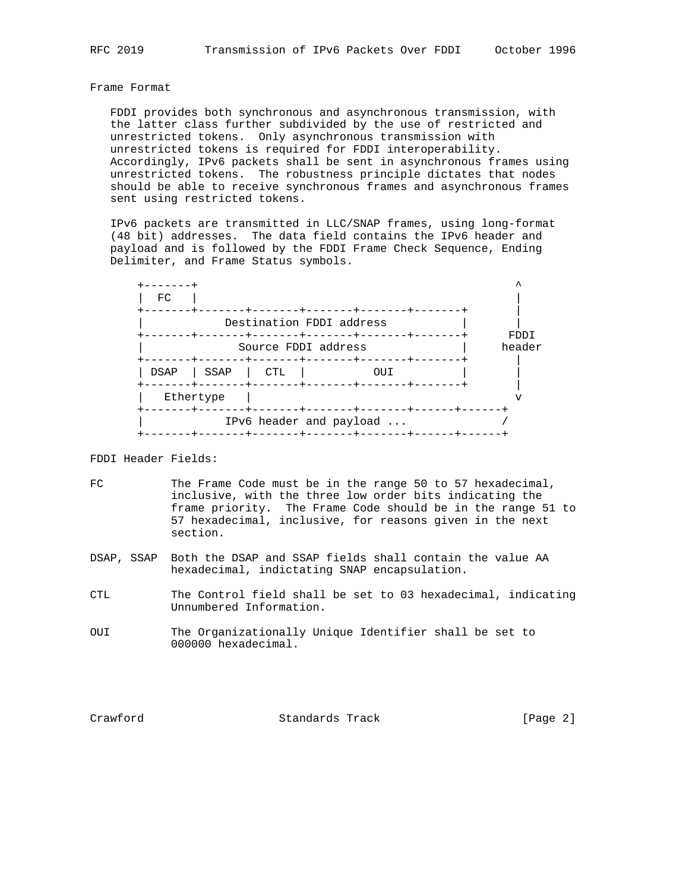## Frame Format

FDDI provides both synchronous and asynchronous transmission, with the latter class further subdivided by the use of restricted and unrestricted tokens. Only asynchronous transmission with unrestricted tokens is required for FDDI interoperability. Accordingly, IPv6 packets shall be sent in asynchronous frames using unrestricted tokens. The robustness principle dictates that nodes should be able to receive synchronous frames and asynchronous frames sent using restricted tokens.

IPv6 packets are transmitted in LLC/SNAP frames, using long-format (48 bit) addresses. The data field contains the IPv6 header and payload and is followed by the FDDI Frame Check Sequence, Ending Delimiter, and Frame Status symbols.

```
+-------+                                               ^
|  FC   |                                               |
+-------+-------+-------+-------+-------+-------+       |
|            Destination FDDI address           |       |
+-------+-------+-------+-------+-------+-------+     FDDI
|              Source FDDI address              |    header
+-------+-------+-------+-------+-------+-------+       |
| DSAP  | SSAP  |  CTL  |          OUI          |       |
+-------+-------+-------+-------+-------+-------+       |
|   Ethertype   |                                       v
+-------+-------+-------+-------+-------+------+------+
|            IPv6 header and payload ...             /
+-------+-------+-------+-------+-------+------+------+
```

FDDI Header Fields:

FC — The Frame Code must be in the range 50 to 57 hexadecimal, inclusive, with the three low order bits indicating the frame priority. The Frame Code should be in the range 51 to 57 hexadecimal, inclusive, for reasons given in the next section.

DSAP, SSAP — Both the DSAP and SSAP fields shall contain the value AA hexadecimal, indictating SNAP encapsulation.

CTL — The Control field shall be set to 03 hexadecimal, indicating Unnumbered Information.

OUI — The Organizationally Unique Identifier shall be set to 000000 hexadecimal.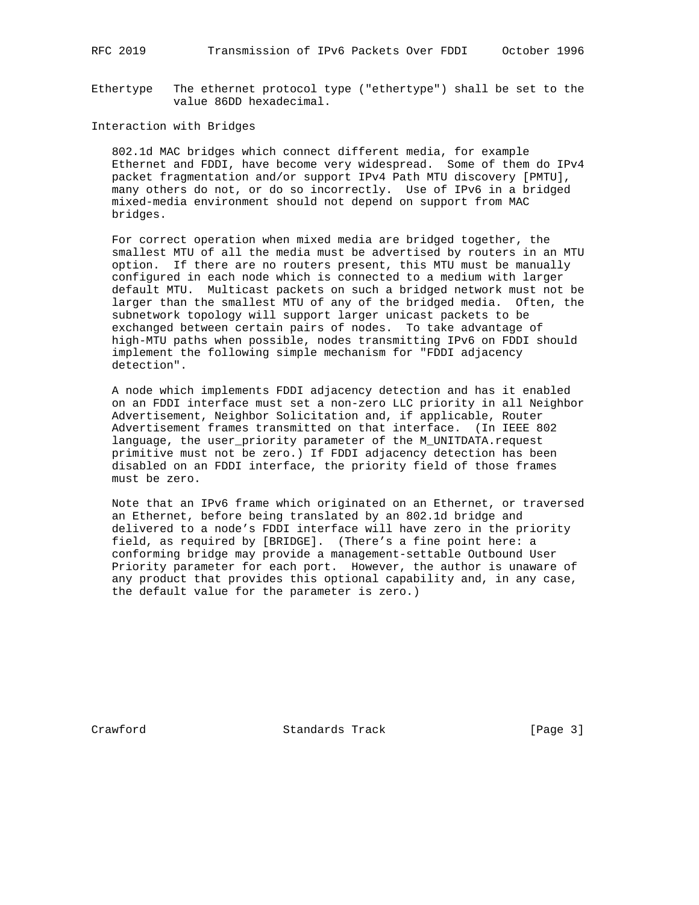Ethertype   The ethernet protocol type ("ethertype") shall be set to the value 86DD hexadecimal.

## Interaction with Bridges

802.1d MAC bridges which connect different media, for example Ethernet and FDDI, have become very widespread. Some of them do IPv4 packet fragmentation and/or support IPv4 Path MTU discovery [PMTU], many others do not, or do so incorrectly. Use of IPv6 in a bridged mixed-media environment should not depend on support from MAC bridges.

For correct operation when mixed media are bridged together, the smallest MTU of all the media must be advertised by routers in an MTU option. If there are no routers present, this MTU must be manually configured in each node which is connected to a medium with larger default MTU. Multicast packets on such a bridged network must not be larger than the smallest MTU of any of the bridged media. Often, the subnetwork topology will support larger unicast packets to be exchanged between certain pairs of nodes. To take advantage of high-MTU paths when possible, nodes transmitting IPv6 on FDDI should implement the following simple mechanism for "FDDI adjacency detection".

A node which implements FDDI adjacency detection and has it enabled on an FDDI interface must set a non-zero LLC priority in all Neighbor Advertisement, Neighbor Solicitation and, if applicable, Router Advertisement frames transmitted on that interface. (In IEEE 802 language, the user_priority parameter of the M_UNITDATA.request primitive must not be zero.) If FDDI adjacency detection has been disabled on an FDDI interface, the priority field of those frames must be zero.

Note that an IPv6 frame which originated on an Ethernet, or traversed an Ethernet, before being translated by an 802.1d bridge and delivered to a node's FDDI interface will have zero in the priority field, as required by [BRIDGE]. (There's a fine point here: a conforming bridge may provide a management-settable Outbound User Priority parameter for each port. However, the author is unaware of any product that provides this optional capability and, in any case, the default value for the parameter is zero.)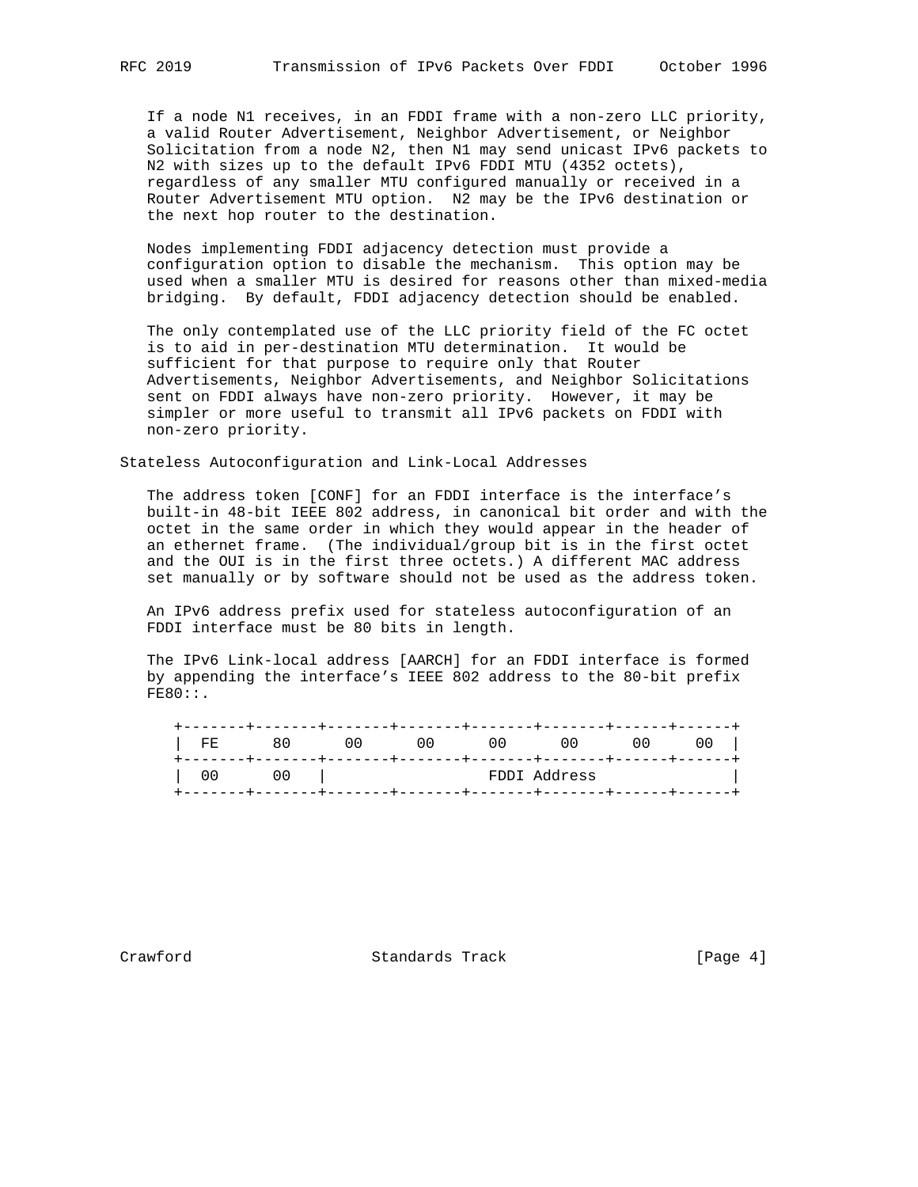If a node N1 receives, in an FDDI frame with a non-zero LLC priority, a valid Router Advertisement, Neighbor Advertisement, or Neighbor Solicitation from a node N2, then N1 may send unicast IPv6 packets to N2 with sizes up to the default IPv6 FDDI MTU (4352 octets), regardless of any smaller MTU configured manually or received in a Router Advertisement MTU option. N2 may be the IPv6 destination or the next hop router to the destination.

Nodes implementing FDDI adjacency detection must provide a configuration option to disable the mechanism. This option may be used when a smaller MTU is desired for reasons other than mixed-media bridging. By default, FDDI adjacency detection should be enabled.

The only contemplated use of the LLC priority field of the FC octet is to aid in per-destination MTU determination. It would be sufficient for that purpose to require only that Router Advertisements, Neighbor Advertisements, and Neighbor Solicitations sent on FDDI always have non-zero priority. However, it may be simpler or more useful to transmit all IPv6 packets on FDDI with non-zero priority.

## Stateless Autoconfiguration and Link-Local Addresses

The address token [CONF] for an FDDI interface is the interface's built-in 48-bit IEEE 802 address, in canonical bit order and with the octet in the same order in which they would appear in the header of an ethernet frame. (The individual/group bit is in the first octet and the OUI is in the first three octets.) A different MAC address set manually or by software should not be used as the address token.

An IPv6 address prefix used for stateless autoconfiguration of an FDDI interface must be 80 bits in length.

The IPv6 Link-local address [AARCH] for an FDDI interface is formed by appending the interface's IEEE 802 address to the 80-bit prefix FE80::.

```
+-------+-------+-------+-------+-------+-------+------+------+
|  FE      80      00      00      00      00      00     00  |
+-------+-------+-------+-------+-------+-------+------+------+
|  00      00   |                 FDDI Address                |
+-------+-------+-------+-------+-------+-------+------+------+
```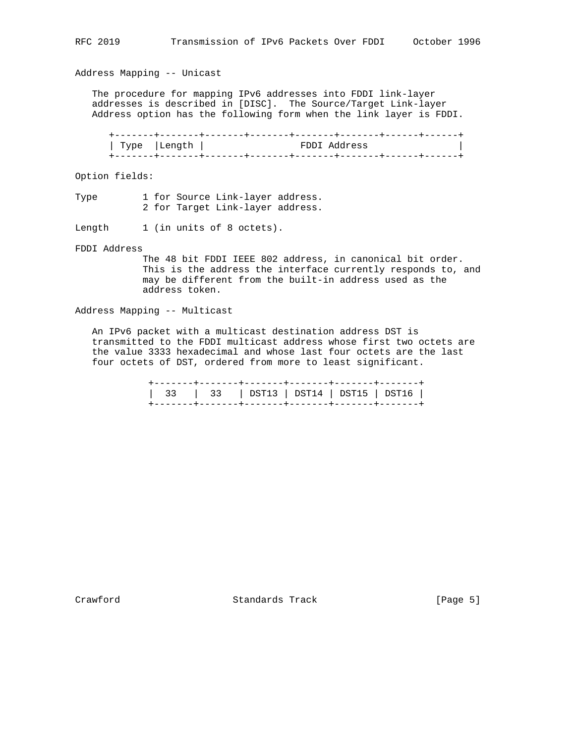## Address Mapping -- Unicast

The procedure for mapping IPv6 addresses into FDDI link-layer addresses is described in [DISC]. The Source/Target Link-layer Address option has the following form when the link layer is FDDI.

```
+-------+-------+-------+-------+-------+-------+------+------+
| Type  |Length |                 FDDI Address                |
+-------+-------+-------+-------+-------+-------+------+------+
```

Option fields:

Type
: 1 for Source Link-layer address.
  2 for Target Link-layer address.

Length
: 1 (in units of 8 octets).

FDDI Address
: The 48 bit FDDI IEEE 802 address, in canonical bit order. This is the address the interface currently responds to, and may be different from the built-in address used as the address token.

## Address Mapping -- Multicast

An IPv6 packet with a multicast destination address DST is transmitted to the FDDI multicast address whose first two octets are the value 3333 hexadecimal and whose last four octets are the last four octets of DST, ordered from more to least significant.

```
+-------+-------+-------+-------+-------+-------+
|  33   |  33   | DST13 | DST14 | DST15 | DST16 |
+-------+-------+-------+-------+-------+-------+
```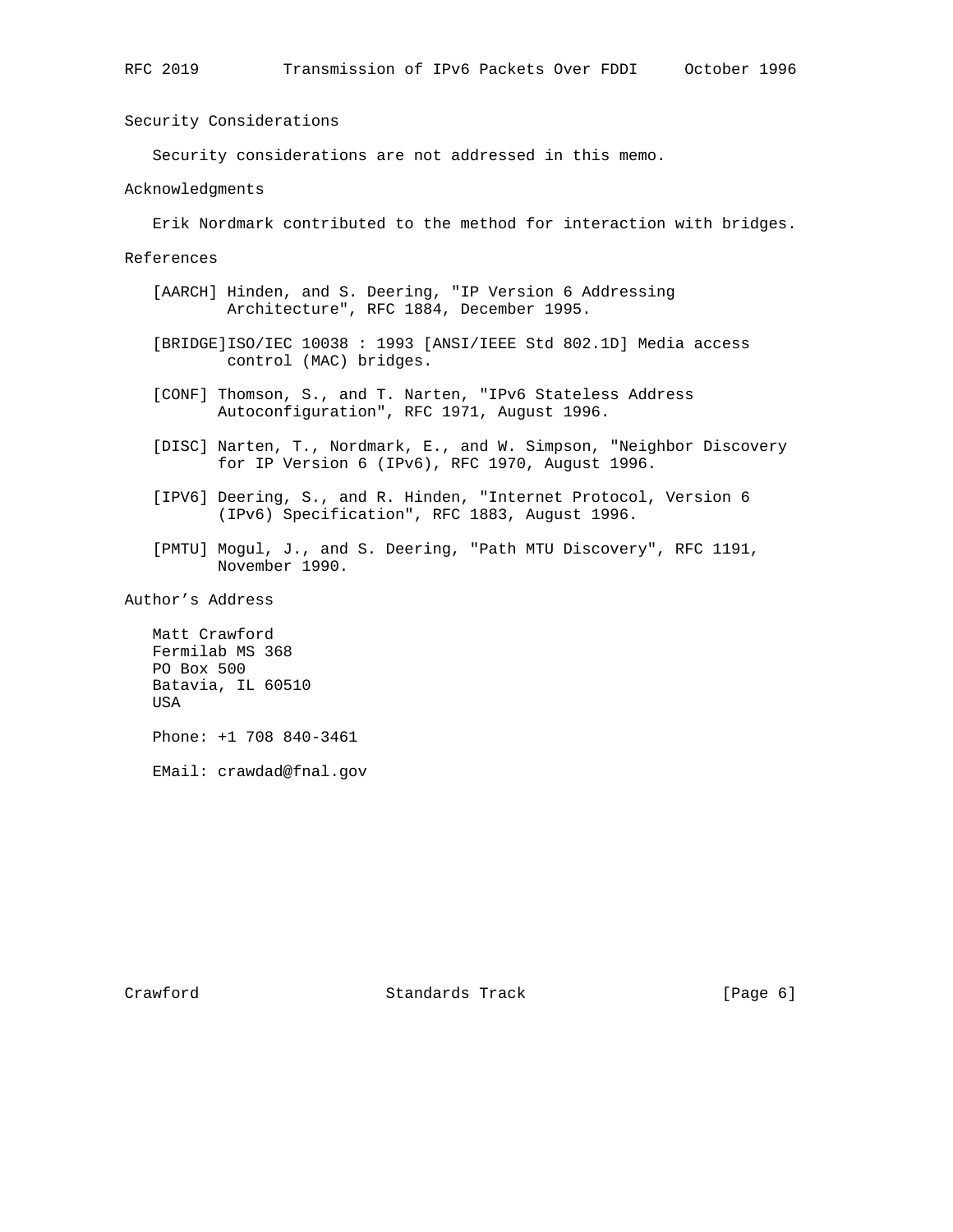## Security Considerations

Security considerations are not addressed in this memo.

## Acknowledgments

Erik Nordmark contributed to the method for interaction with bridges.

## References

[AARCH] Hinden, and S. Deering, "IP Version 6 Addressing Architecture", RFC 1884, December 1995.

[BRIDGE]ISO/IEC 10038 : 1993 [ANSI/IEEE Std 802.1D] Media access control (MAC) bridges.

[CONF] Thomson, S., and T. Narten, "IPv6 Stateless Address Autoconfiguration", RFC 1971, August 1996.

[DISC] Narten, T., Nordmark, E., and W. Simpson, "Neighbor Discovery for IP Version 6 (IPv6), RFC 1970, August 1996.

[IPV6] Deering, S., and R. Hinden, "Internet Protocol, Version 6 (IPv6) Specification", RFC 1883, August 1996.

[PMTU] Mogul, J., and S. Deering, "Path MTU Discovery", RFC 1191, November 1990.

## Author's Address

Matt Crawford
Fermilab MS 368
PO Box 500
Batavia, IL 60510
USA

Phone: +1 708 840-3461

EMail: crawdad@fnal.gov